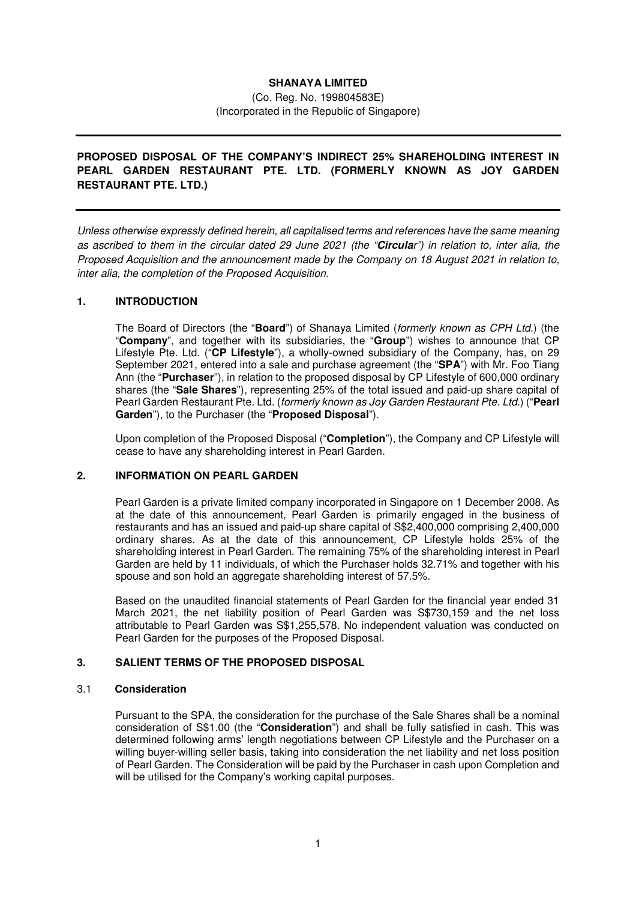**SHANAYA LIMITED**

(Co. Reg. No. 199804583E)

(Incorporated in the Republic of Singapore)

---

**PROPOSED DISPOSAL OF THE COMPANY'S INDIRECT 25% SHAREHOLDING INTEREST IN PEARL GARDEN RESTAURANT PTE. LTD. (FORMERLY KNOWN AS JOY GARDEN RESTAURANT PTE. LTD.)**

---

*Unless otherwise expressly defined herein, all capitalised terms and references have the same meaning as ascribed to them in the circular dated 29 June 2021 (the "**Circular**") in relation to, inter alia, the Proposed Acquisition and the announcement made by the Company on 18 August 2021 in relation to, inter alia, the completion of the Proposed Acquisition.*

## 1. INTRODUCTION

The Board of Directors (the "**Board**") of Shanaya Limited (*formerly known as CPH Ltd.*) (the "**Company**", and together with its subsidiaries, the "**Group**") wishes to announce that CP Lifestyle Pte. Ltd. ("**CP Lifestyle**"), a wholly-owned subsidiary of the Company, has, on 29 September 2021, entered into a sale and purchase agreement (the "**SPA**") with Mr. Foo Tiang Ann (the "**Purchaser**"), in relation to the proposed disposal by CP Lifestyle of 600,000 ordinary shares (the "**Sale Shares**"), representing 25% of the total issued and paid-up share capital of Pearl Garden Restaurant Pte. Ltd. (*formerly known as Joy Garden Restaurant Pte. Ltd.*) ("**Pearl Garden**"), to the Purchaser (the "**Proposed Disposal**").

Upon completion of the Proposed Disposal ("**Completion**"), the Company and CP Lifestyle will cease to have any shareholding interest in Pearl Garden.

## 2. INFORMATION ON PEARL GARDEN

Pearl Garden is a private limited company incorporated in Singapore on 1 December 2008. As at the date of this announcement, Pearl Garden is primarily engaged in the business of restaurants and has an issued and paid-up share capital of S$2,400,000 comprising 2,400,000 ordinary shares. As at the date of this announcement, CP Lifestyle holds 25% of the shareholding interest in Pearl Garden. The remaining 75% of the shareholding interest in Pearl Garden are held by 11 individuals, of which the Purchaser holds 32.71% and together with his spouse and son hold an aggregate shareholding interest of 57.5%.

Based on the unaudited financial statements of Pearl Garden for the financial year ended 31 March 2021, the net liability position of Pearl Garden was S$730,159 and the net loss attributable to Pearl Garden was S$1,255,578. No independent valuation was conducted on Pearl Garden for the purposes of the Proposed Disposal.

## 3. SALIENT TERMS OF THE PROPOSED DISPOSAL

### 3.1 Consideration

Pursuant to the SPA, the consideration for the purchase of the Sale Shares shall be a nominal consideration of S$1.00 (the "**Consideration**") and shall be fully satisfied in cash. This was determined following arms' length negotiations between CP Lifestyle and the Purchaser on a willing buyer-willing seller basis, taking into consideration the net liability and net loss position of Pearl Garden. The Consideration will be paid by the Purchaser in cash upon Completion and will be utilised for the Company's working capital purposes.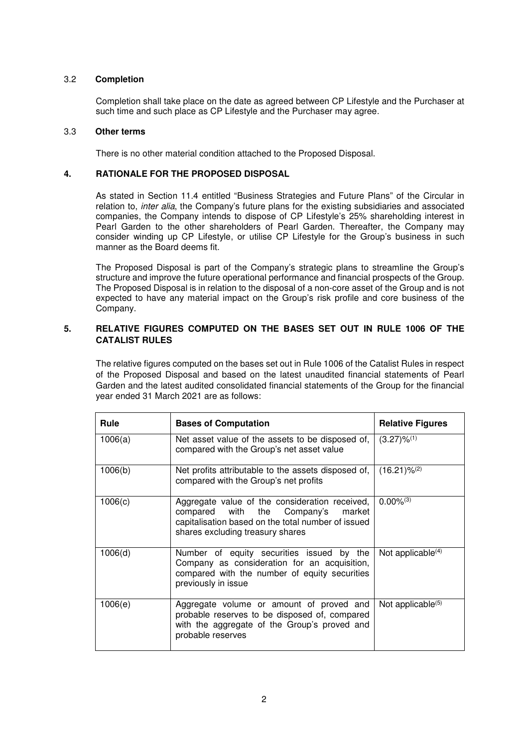### 3.2 Completion

Completion shall take place on the date as agreed between CP Lifestyle and the Purchaser at such time and such place as CP Lifestyle and the Purchaser may agree.

### 3.3 Other terms

There is no other material condition attached to the Proposed Disposal.

## 4. RATIONALE FOR THE PROPOSED DISPOSAL

As stated in Section 11.4 entitled "Business Strategies and Future Plans" of the Circular in relation to, *inter alia*, the Company's future plans for the existing subsidiaries and associated companies, the Company intends to dispose of CP Lifestyle's 25% shareholding interest in Pearl Garden to the other shareholders of Pearl Garden. Thereafter, the Company may consider winding up CP Lifestyle, or utilise CP Lifestyle for the Group's business in such manner as the Board deems fit.

The Proposed Disposal is part of the Company's strategic plans to streamline the Group's structure and improve the future operational performance and financial prospects of the Group. The Proposed Disposal is in relation to the disposal of a non-core asset of the Group and is not expected to have any material impact on the Group's risk profile and core business of the Company.

## 5. RELATIVE FIGURES COMPUTED ON THE BASES SET OUT IN RULE 1006 OF THE CATALIST RULES

The relative figures computed on the bases set out in Rule 1006 of the Catalist Rules in respect of the Proposed Disposal and based on the latest unaudited financial statements of Pearl Garden and the latest audited consolidated financial statements of the Group for the financial year ended 31 March 2021 are as follows:

| Rule | Bases of Computation | Relative Figures |
|---|---|---|
| 1006(a) | Net asset value of the assets to be disposed of, compared with the Group's net asset value | (3.27)%(1) |
| 1006(b) | Net profits attributable to the assets disposed of, compared with the Group's net profits | (16.21)%(2) |
| 1006(c) | Aggregate value of the consideration received, compared with the Company's market capitalisation based on the total number of issued shares excluding treasury shares | 0.00%(3) |
| 1006(d) | Number of equity securities issued by the Company as consideration for an acquisition, compared with the number of equity securities previously in issue | Not applicable(4) |
| 1006(e) | Aggregate volume or amount of proved and probable reserves to be disposed of, compared with the aggregate of the Group's proved and probable reserves | Not applicable(5) |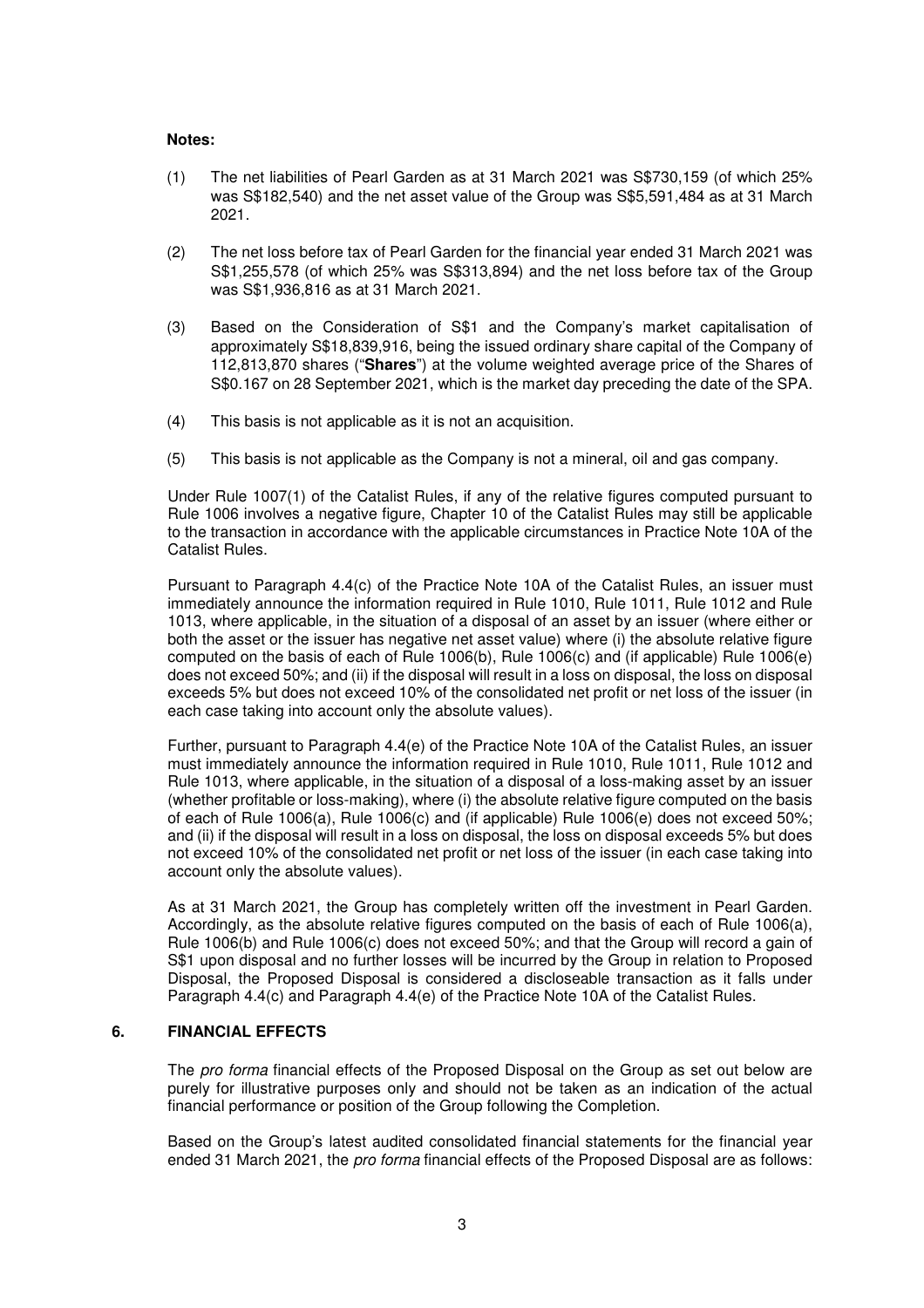**Notes:**

(1) The net liabilities of Pearl Garden as at 31 March 2021 was S$730,159 (of which 25% was S$182,540) and the net asset value of the Group was S$5,591,484 as at 31 March 2021.

(2) The net loss before tax of Pearl Garden for the financial year ended 31 March 2021 was S$1,255,578 (of which 25% was S$313,894) and the net loss before tax of the Group was S$1,936,816 as at 31 March 2021.

(3) Based on the Consideration of S$1 and the Company's market capitalisation of approximately S$18,839,916, being the issued ordinary share capital of the Company of 112,813,870 shares ("**Shares**") at the volume weighted average price of the Shares of S$0.167 on 28 September 2021, which is the market day preceding the date of the SPA.

(4) This basis is not applicable as it is not an acquisition.

(5) This basis is not applicable as the Company is not a mineral, oil and gas company.

Under Rule 1007(1) of the Catalist Rules, if any of the relative figures computed pursuant to Rule 1006 involves a negative figure, Chapter 10 of the Catalist Rules may still be applicable to the transaction in accordance with the applicable circumstances in Practice Note 10A of the Catalist Rules.

Pursuant to Paragraph 4.4(c) of the Practice Note 10A of the Catalist Rules, an issuer must immediately announce the information required in Rule 1010, Rule 1011, Rule 1012 and Rule 1013, where applicable, in the situation of a disposal of an asset by an issuer (where either or both the asset or the issuer has negative net asset value) where (i) the absolute relative figure computed on the basis of each of Rule 1006(b), Rule 1006(c) and (if applicable) Rule 1006(e) does not exceed 50%; and (ii) if the disposal will result in a loss on disposal, the loss on disposal exceeds 5% but does not exceed 10% of the consolidated net profit or net loss of the issuer (in each case taking into account only the absolute values).

Further, pursuant to Paragraph 4.4(e) of the Practice Note 10A of the Catalist Rules, an issuer must immediately announce the information required in Rule 1010, Rule 1011, Rule 1012 and Rule 1013, where applicable, in the situation of a disposal of a loss-making asset by an issuer (whether profitable or loss-making), where (i) the absolute relative figure computed on the basis of each of Rule 1006(a), Rule 1006(c) and (if applicable) Rule 1006(e) does not exceed 50%; and (ii) if the disposal will result in a loss on disposal, the loss on disposal exceeds 5% but does not exceed 10% of the consolidated net profit or net loss of the issuer (in each case taking into account only the absolute values).

As at 31 March 2021, the Group has completely written off the investment in Pearl Garden. Accordingly, as the absolute relative figures computed on the basis of each of Rule 1006(a), Rule 1006(b) and Rule 1006(c) does not exceed 50%; and that the Group will record a gain of S$1 upon disposal and no further losses will be incurred by the Group in relation to Proposed Disposal, the Proposed Disposal is considered a discloseable transaction as it falls under Paragraph 4.4(c) and Paragraph 4.4(e) of the Practice Note 10A of the Catalist Rules.

## 6. FINANCIAL EFFECTS

The *pro forma* financial effects of the Proposed Disposal on the Group as set out below are purely for illustrative purposes only and should not be taken as an indication of the actual financial performance or position of the Group following the Completion.

Based on the Group's latest audited consolidated financial statements for the financial year ended 31 March 2021, the *pro forma* financial effects of the Proposed Disposal are as follows: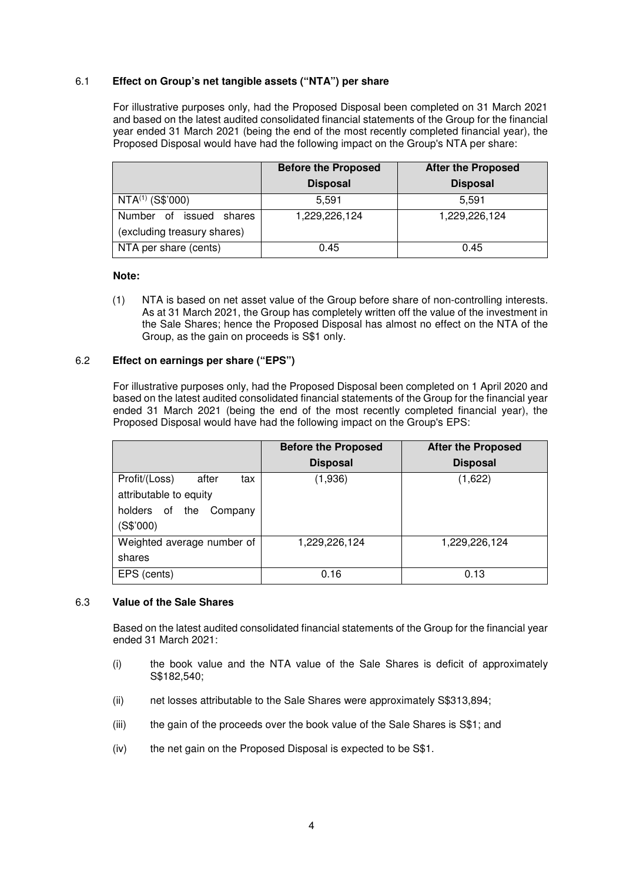## 6.1 Effect on Group's net tangible assets ("NTA") per share

For illustrative purposes only, had the Proposed Disposal been completed on 31 March 2021 and based on the latest audited consolidated financial statements of the Group for the financial year ended 31 March 2021 (being the end of the most recently completed financial year), the Proposed Disposal would have had the following impact on the Group's NTA per share:

| | Before the Proposed Disposal | After the Proposed Disposal |
|---|---|---|
| NTA[(1)] (S$'000) | 5,591 | 5,591 |
| Number of issued shares (excluding treasury shares) | 1,229,226,124 | 1,229,226,124 |
| NTA per share (cents) | 0.45 | 0.45 |

**Note:**

(1) NTA is based on net asset value of the Group before share of non-controlling interests. As at 31 March 2021, the Group has completely written off the value of the investment in the Sale Shares; hence the Proposed Disposal has almost no effect on the NTA of the Group, as the gain on proceeds is S$1 only.

## 6.2 Effect on earnings per share ("EPS")

For illustrative purposes only, had the Proposed Disposal been completed on 1 April 2020 and based on the latest audited consolidated financial statements of the Group for the financial year ended 31 March 2021 (being the end of the most recently completed financial year), the Proposed Disposal would have had the following impact on the Group's EPS:

| | Before the Proposed Disposal | After the Proposed Disposal |
|---|---|---|
| Profit/(Loss) after tax attributable to equity holders of the Company (S$'000) | (1,936) | (1,622) |
| Weighted average number of shares | 1,229,226,124 | 1,229,226,124 |
| EPS (cents) | 0.16 | 0.13 |

## 6.3 Value of the Sale Shares

Based on the latest audited consolidated financial statements of the Group for the financial year ended 31 March 2021:

(i) the book value and the NTA value of the Sale Shares is deficit of approximately S$182,540;

(ii) net losses attributable to the Sale Shares were approximately S$313,894;

(iii) the gain of the proceeds over the book value of the Sale Shares is S$1; and

(iv) the net gain on the Proposed Disposal is expected to be S$1.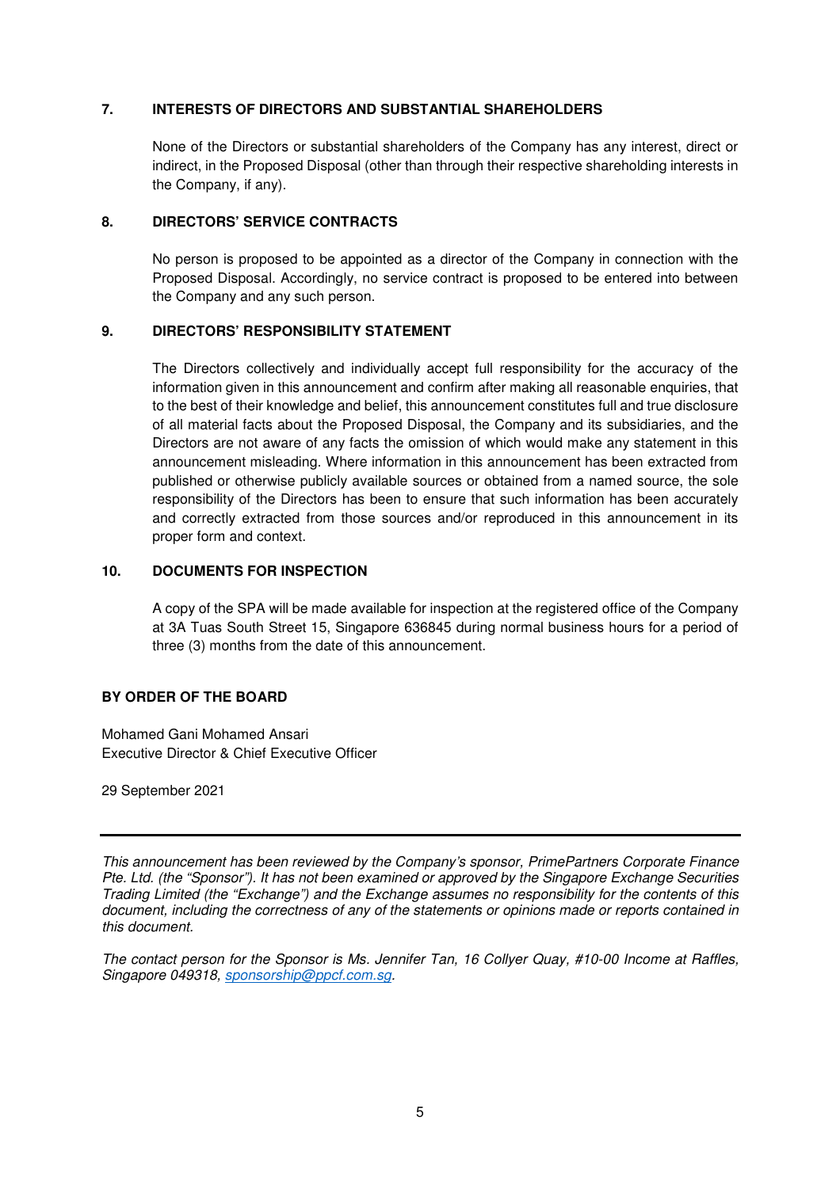## 7. INTERESTS OF DIRECTORS AND SUBSTANTIAL SHAREHOLDERS

None of the Directors or substantial shareholders of the Company has any interest, direct or indirect, in the Proposed Disposal (other than through their respective shareholding interests in the Company, if any).

## 8. DIRECTORS' SERVICE CONTRACTS

No person is proposed to be appointed as a director of the Company in connection with the Proposed Disposal. Accordingly, no service contract is proposed to be entered into between the Company and any such person.

## 9. DIRECTORS' RESPONSIBILITY STATEMENT

The Directors collectively and individually accept full responsibility for the accuracy of the information given in this announcement and confirm after making all reasonable enquiries, that to the best of their knowledge and belief, this announcement constitutes full and true disclosure of all material facts about the Proposed Disposal, the Company and its subsidiaries, and the Directors are not aware of any facts the omission of which would make any statement in this announcement misleading. Where information in this announcement has been extracted from published or otherwise publicly available sources or obtained from a named source, the sole responsibility of the Directors has been to ensure that such information has been accurately and correctly extracted from those sources and/or reproduced in this announcement in its proper form and context.

## 10. DOCUMENTS FOR INSPECTION

A copy of the SPA will be made available for inspection at the registered office of the Company at 3A Tuas South Street 15, Singapore 636845 during normal business hours for a period of three (3) months from the date of this announcement.

**BY ORDER OF THE BOARD**

Mohamed Gani Mohamed Ansari
Executive Director & Chief Executive Officer

29 September 2021

---

*This announcement has been reviewed by the Company's sponsor, PrimePartners Corporate Finance Pte. Ltd. (the "Sponsor"). It has not been examined or approved by the Singapore Exchange Securities Trading Limited (the "Exchange") and the Exchange assumes no responsibility for the contents of this document, including the correctness of any of the statements or opinions made or reports contained in this document.*

*The contact person for the Sponsor is Ms. Jennifer Tan, 16 Collyer Quay, #10-00 Income at Raffles, Singapore 049318, sponsorship@ppcf.com.sg.*